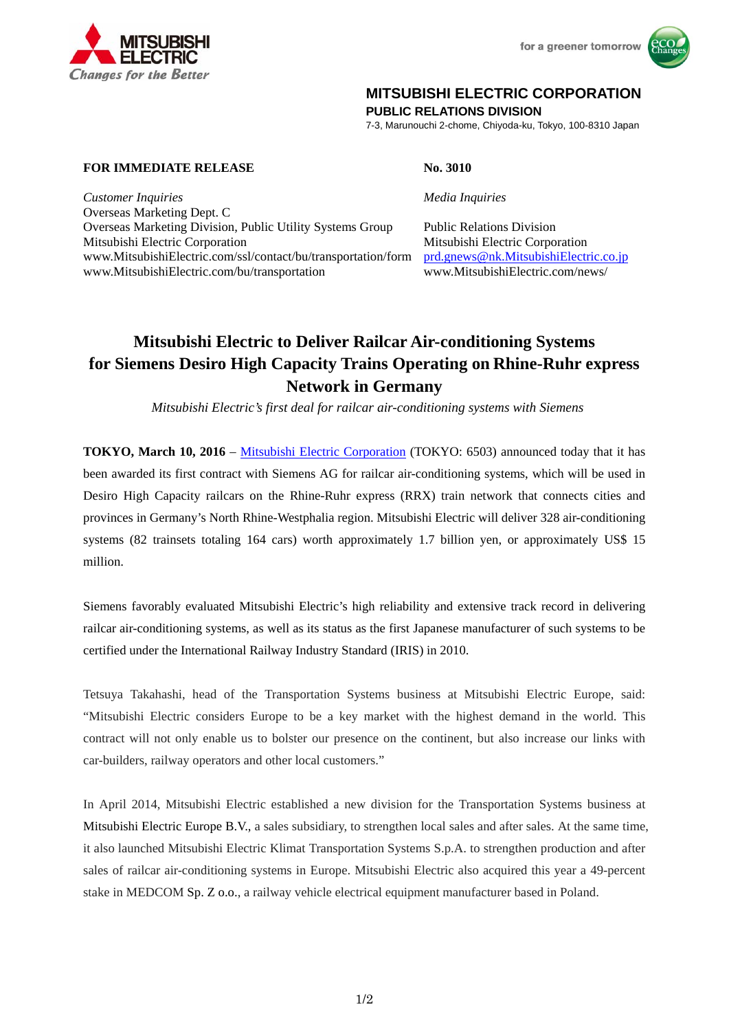MITSUBISHI ELECTRIC
Changes for the Better

for a greener tomorrow

**MITSUBISHI ELECTRIC CORPORATION**
**PUBLIC RELATIONS DIVISION**
7-3, Marunouchi 2-chome, Chiyoda-ku, Tokyo, 100-8310 Japan

**FOR IMMEDIATE RELEASE**

**No. 3010**

*Customer Inquiries*
Overseas Marketing Dept. C
Overseas Marketing Division, Public Utility Systems Group
Mitsubishi Electric Corporation
www.MitsubishiElectric.com/ssl/contact/bu/transportation/form
www.MitsubishiElectric.com/bu/transportation

*Media Inquiries*

Public Relations Division
Mitsubishi Electric Corporation
prd.gnews@nk.MitsubishiElectric.co.jp
www.MitsubishiElectric.com/news/

# Mitsubishi Electric to Deliver Railcar Air-conditioning Systems for Siemens Desiro High Capacity Trains Operating on Rhine-Ruhr express Network in Germany

*Mitsubishi Electric's first deal for railcar air-conditioning systems with Siemens*

**TOKYO, March 10, 2016** – Mitsubishi Electric Corporation (TOKYO: 6503) announced today that it has been awarded its first contract with Siemens AG for railcar air-conditioning systems, which will be used in Desiro High Capacity railcars on the Rhine-Ruhr express (RRX) train network that connects cities and provinces in Germany's North Rhine-Westphalia region. Mitsubishi Electric will deliver 328 air-conditioning systems (82 trainsets totaling 164 cars) worth approximately 1.7 billion yen, or approximately US$ 15 million.

Siemens favorably evaluated Mitsubishi Electric's high reliability and extensive track record in delivering railcar air-conditioning systems, as well as its status as the first Japanese manufacturer of such systems to be certified under the International Railway Industry Standard (IRIS) in 2010.

Tetsuya Takahashi, head of the Transportation Systems business at Mitsubishi Electric Europe, said: "Mitsubishi Electric considers Europe to be a key market with the highest demand in the world. This contract will not only enable us to bolster our presence on the continent, but also increase our links with car-builders, railway operators and other local customers."

In April 2014, Mitsubishi Electric established a new division for the Transportation Systems business at Mitsubishi Electric Europe B.V., a sales subsidiary, to strengthen local sales and after sales. At the same time, it also launched Mitsubishi Electric Klimat Transportation Systems S.p.A. to strengthen production and after sales of railcar air-conditioning systems in Europe. Mitsubishi Electric also acquired this year a 49-percent stake in MEDCOM Sp. Z o.o., a railway vehicle electrical equipment manufacturer based in Poland.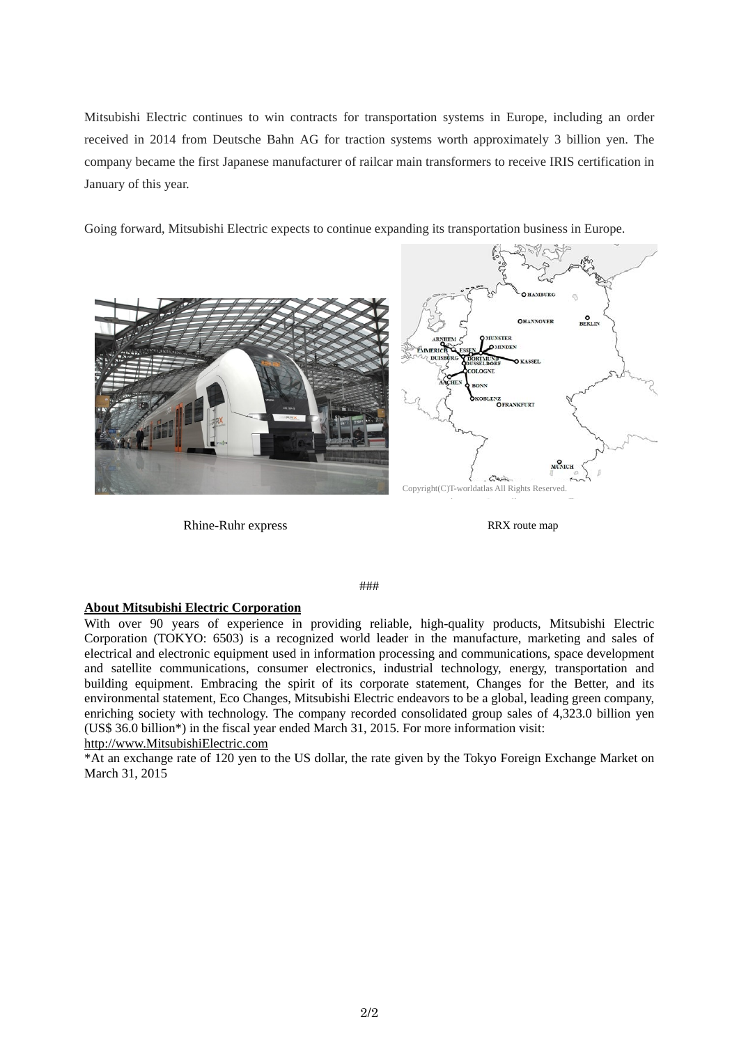Mitsubishi Electric continues to win contracts for transportation systems in Europe, including an order received in 2014 from Deutsche Bahn AG for traction systems worth approximately 3 billion yen. The company became the first Japanese manufacturer of railcar main transformers to receive IRIS certification in January of this year.

Going forward, Mitsubishi Electric expects to continue expanding its transportation business in Europe.

Copyright(C)T-worldatlas All Rights Reserved.

Rhine-Ruhr express

RRX route map

###

**About Mitsubishi Electric Corporation**

With over 90 years of experience in providing reliable, high-quality products, Mitsubishi Electric Corporation (TOKYO: 6503) is a recognized world leader in the manufacture, marketing and sales of electrical and electronic equipment used in information processing and communications, space development and satellite communications, consumer electronics, industrial technology, energy, transportation and building equipment. Embracing the spirit of its corporate statement, Changes for the Better, and its environmental statement, Eco Changes, Mitsubishi Electric endeavors to be a global, leading green company, enriching society with technology. The company recorded consolidated group sales of 4,323.0 billion yen (US$ 36.0 billion*) in the fiscal year ended March 31, 2015. For more information visit:
http://www.MitsubishiElectric.com

*At an exchange rate of 120 yen to the US dollar, the rate given by the Tokyo Foreign Exchange Market on March 31, 2015